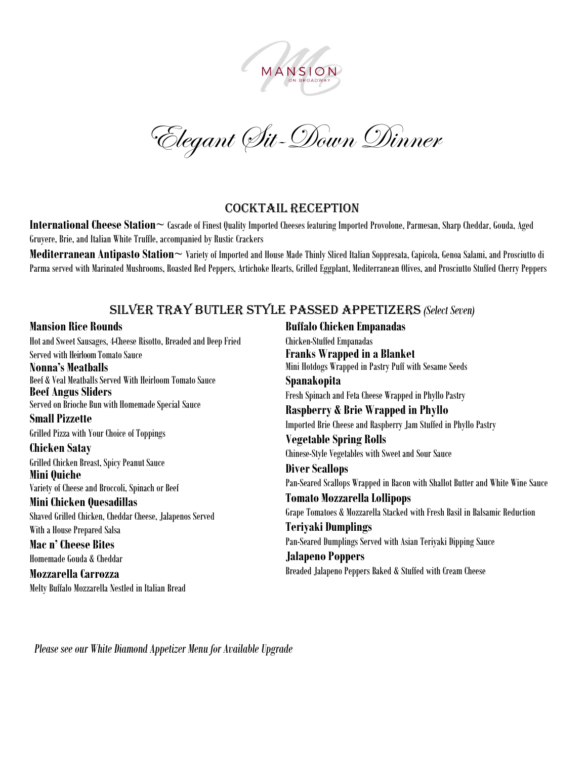MANSION
ON BROADWAY

# Elegant Sit-Down Dinner

## COCKTAIL RECEPTION

**International Cheese Station~** Cascade of Finest Quality Imported Cheeses featuring Imported Provolone, Parmesan, Sharp Cheddar, Gouda, Aged Gruyere, Brie, and Italian White Truffle, accompanied by Rustic Crackers

**Mediterranean Antipasto Station~** Variety of Imported and House Made Thinly Sliced Italian Soppresata, Capicola, Genoa Salami, and Prosciutto di Parma served with Marinated Mushrooms, Roasted Red Peppers, Artichoke Hearts, Grilled Eggplant, Mediterranean Olives, and Prosciutto Stuffed Cherry Peppers

## SILVER TRAY BUTLER STYLE PASSED APPETIZERS *(Select Seven)*

**Mansion Rice Rounds**
Hot and Sweet Sausages, 4-Cheese Risotto, Breaded and Deep Fried Served with Heirloom Tomato Sauce

**Nonna's Meatballs**
Beef & Veal Meatballs Served With Heirloom Tomato Sauce

**Beef Angus Sliders**
Served on Brioche Bun with Homemade Special Sauce

**Small Pizzette**
Grilled Pizza with Your Choice of Toppings

**Chicken Satay**
Grilled Chicken Breast, Spicy Peanut Sauce

**Mini Quiche**
Variety of Cheese and Broccoli, Spinach or Beef

**Mini Chicken Quesadillas**
Shaved Grilled Chicken, Cheddar Cheese, Jalapenos Served With a House Prepared Salsa

**Mac n' Cheese Bites**
Homemade Gouda & Cheddar

**Mozzarella Carrozza**
Melty Buffalo Mozzarella Nestled in Italian Bread

**Buffalo Chicken Empanadas**
Chicken-Stuffed Empanadas

**Franks Wrapped in a Blanket**
Mini Hotdogs Wrapped in Pastry Puff with Sesame Seeds

**Spanakopita**
Fresh Spinach and Feta Cheese Wrapped in Phyllo Pastry

**Raspberry & Brie Wrapped in Phyllo**
Imported Brie Cheese and Raspberry Jam Stuffed in Phyllo Pastry

**Vegetable Spring Rolls**
Chinese-Style Vegetables with Sweet and Sour Sauce

**Diver Scallops**
Pan-Seared Scallops Wrapped in Bacon with Shallot Butter and White Wine Sauce

**Tomato Mozzarella Lollipops**
Grape Tomatoes & Mozzarella Stacked with Fresh Basil in Balsamic Reduction

**Teriyaki Dumplings**
Pan-Seared Dumplings Served with Asian Teriyaki Dipping Sauce

**Jalapeno Poppers**
Breaded Jalapeno Peppers Baked & Stuffed with Cream Cheese

*Please see our White Diamond Appetizer Menu for Available Upgrade*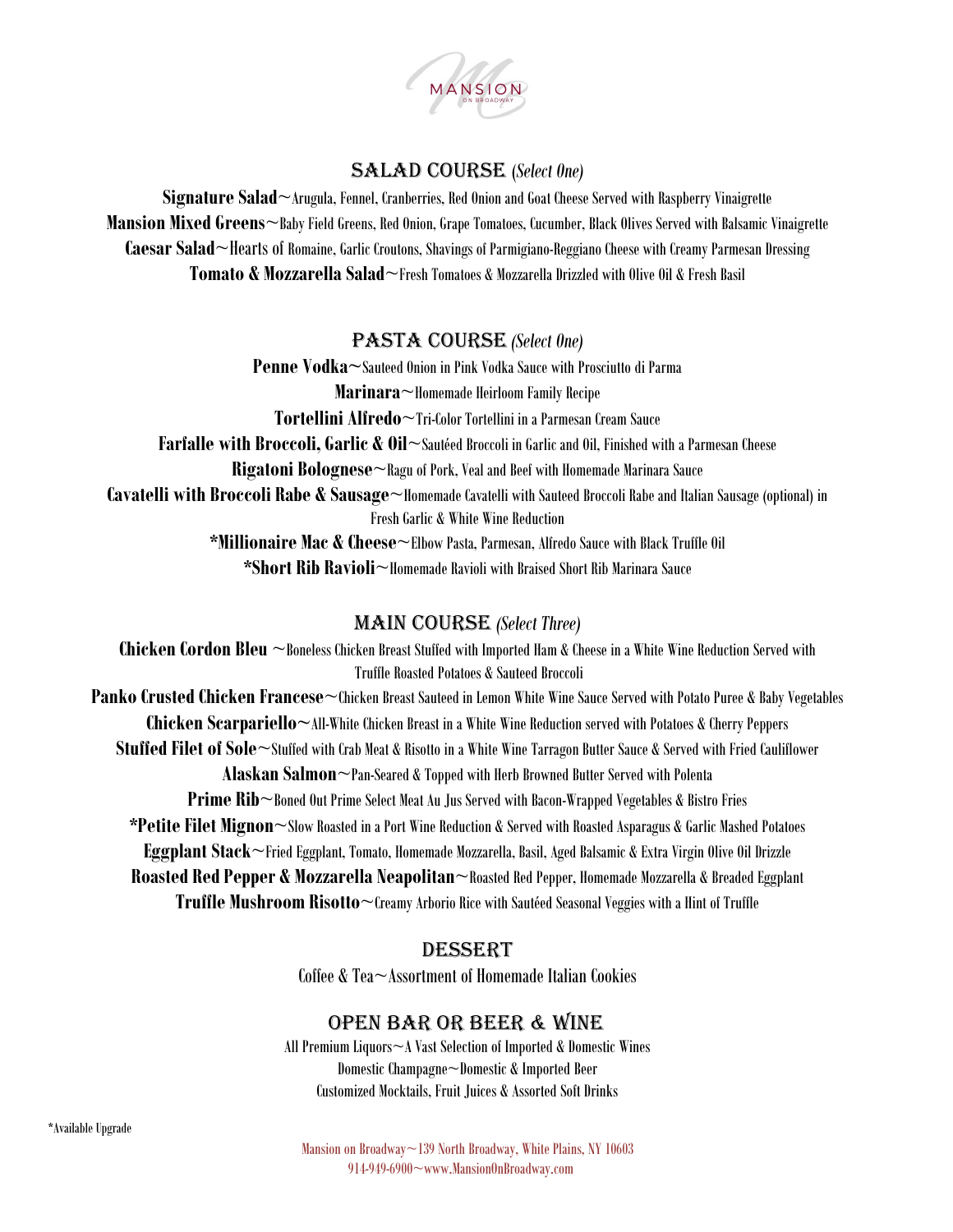MANSION ON BROADWAY

## SALAD COURSE *(Select One)*

**Signature Salad**~Arugula, Fennel, Cranberries, Red Onion and Goat Cheese Served with Raspberry Vinaigrette

**Mansion Mixed Greens**~Baby Field Greens, Red Onion, Grape Tomatoes, Cucumber, Black Olives Served with Balsamic Vinaigrette

**Caesar Salad**~Hearts of Romaine, Garlic Croutons, Shavings of Parmigiano-Reggiano Cheese with Creamy Parmesan Dressing

**Tomato & Mozzarella Salad**~Fresh Tomatoes & Mozzarella Drizzled with Olive Oil & Fresh Basil

## PASTA COURSE *(Select One)*

**Penne Vodka**~Sauteed Onion in Pink Vodka Sauce with Prosciutto di Parma

**Marinara**~Homemade Heirloom Family Recipe

**Tortellini Alfredo**~Tri-Color Tortellini in a Parmesan Cream Sauce

**Farfalle with Broccoli, Garlic & Oil**~Sautéed Broccoli in Garlic and Oil, Finished with a Parmesan Cheese

**Rigatoni Bolognese**~Ragu of Pork, Veal and Beef with Homemade Marinara Sauce

**Cavatelli with Broccoli Rabe & Sausage**~Homemade Cavatelli with Sauteed Broccoli Rabe and Italian Sausage (optional) in Fresh Garlic & White Wine Reduction

**\*Millionaire Mac & Cheese**~Elbow Pasta, Parmesan, Alfredo Sauce with Black Truffle Oil

**\*Short Rib Ravioli**~Homemade Ravioli with Braised Short Rib Marinara Sauce

## MAIN COURSE *(Select Three)*

**Chicken Cordon Bleu** ~Boneless Chicken Breast Stuffed with Imported Ham & Cheese in a White Wine Reduction Served with Truffle Roasted Potatoes & Sauteed Broccoli

**Panko Crusted Chicken Francese**~Chicken Breast Sauteed in Lemon White Wine Sauce Served with Potato Puree & Baby Vegetables

**Chicken Scarpariello**~All-White Chicken Breast in a White Wine Reduction served with Potatoes & Cherry Peppers

**Stuffed Filet of Sole**~Stuffed with Crab Meat & Risotto in a White Wine Tarragon Butter Sauce & Served with Fried Cauliflower

**Alaskan Salmon**~Pan-Seared & Topped with Herb Browned Butter Served with Polenta

**Prime Rib**~Boned Out Prime Select Meat Au Jus Served with Bacon-Wrapped Vegetables & Bistro Fries

**\*Petite Filet Mignon**~Slow Roasted in a Port Wine Reduction & Served with Roasted Asparagus & Garlic Mashed Potatoes

**Eggplant Stack**~Fried Eggplant, Tomato, Homemade Mozzarella, Basil, Aged Balsamic & Extra Virgin Olive Oil Drizzle

**Roasted Red Pepper & Mozzarella Neapolitan**~Roasted Red Pepper, Homemade Mozzarella & Breaded Eggplant

**Truffle Mushroom Risotto**~Creamy Arborio Rice with Sautéed Seasonal Veggies with a Hint of Truffle

## DESSERT

Coffee & Tea~Assortment of Homemade Italian Cookies

## OPEN BAR OR BEER & WINE

All Premium Liquors~A Vast Selection of Imported & Domestic Wines

Domestic Champagne~Domestic & Imported Beer

Customized Mocktails, Fruit Juices & Assorted Soft Drinks

*Available Upgrade

Mansion on Broadway~139 North Broadway, White Plains, NY 10603

914-949-6900~www.MansionOnBroadway.com